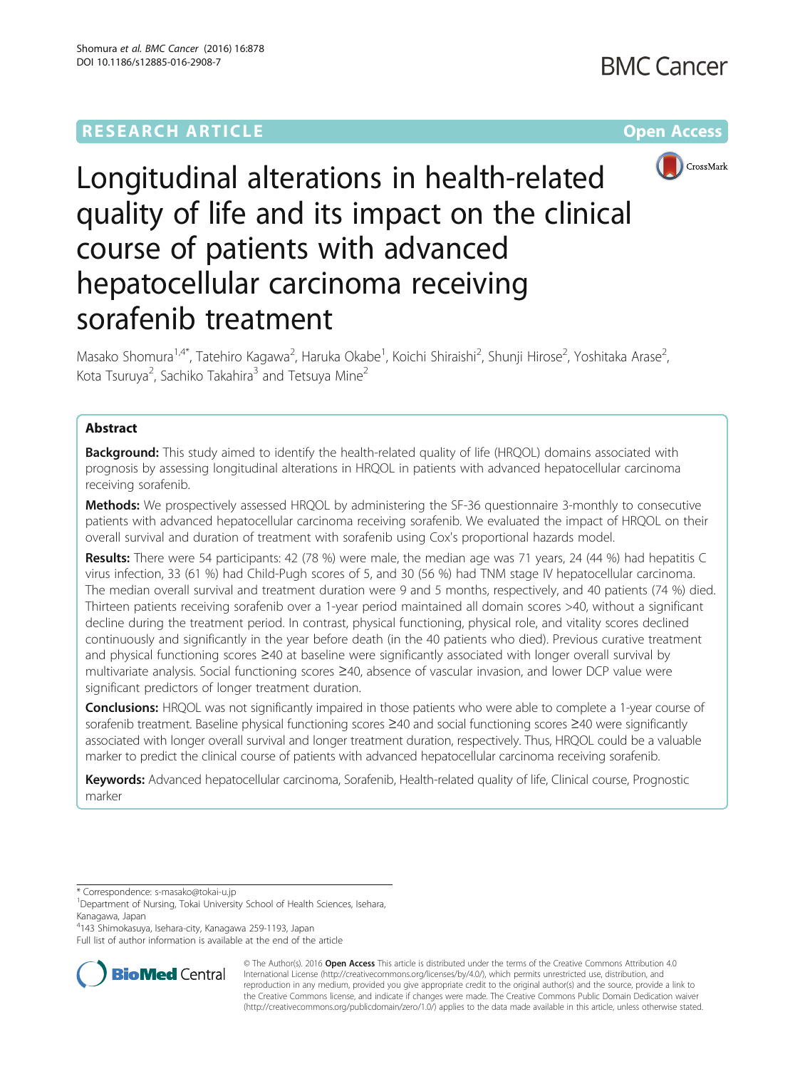RESEARCH ARTICLE

Open Access

# Longitudinal alterations in health-related quality of life and its impact on the clinical course of patients with advanced hepatocellular carcinoma receiving sorafenib treatment

Masako Shomura[1,4*], Tatehiro Kagawa[2], Haruka Okabe[1], Koichi Shiraishi[2], Shunji Hirose[2], Yoshitaka Arase[2], Kota Tsuruya[2], Sachiko Takahira[3] and Tetsuya Mine[2]

## Abstract

**Background:** This study aimed to identify the health-related quality of life (HRQOL) domains associated with prognosis by assessing longitudinal alterations in HRQOL in patients with advanced hepatocellular carcinoma receiving sorafenib.

**Methods:** We prospectively assessed HRQOL by administering the SF-36 questionnaire 3-monthly to consecutive patients with advanced hepatocellular carcinoma receiving sorafenib. We evaluated the impact of HRQOL on their overall survival and duration of treatment with sorafenib using Cox's proportional hazards model.

**Results:** There were 54 participants: 42 (78 %) were male, the median age was 71 years, 24 (44 %) had hepatitis C virus infection, 33 (61 %) had Child-Pugh scores of 5, and 30 (56 %) had TNM stage IV hepatocellular carcinoma. The median overall survival and treatment duration were 9 and 5 months, respectively, and 40 patients (74 %) died. Thirteen patients receiving sorafenib over a 1-year period maintained all domain scores >40, without a significant decline during the treatment period. In contrast, physical functioning, physical role, and vitality scores declined continuously and significantly in the year before death (in the 40 patients who died). Previous curative treatment and physical functioning scores ≥40 at baseline were significantly associated with longer overall survival by multivariate analysis. Social functioning scores ≥40, absence of vascular invasion, and lower DCP value were significant predictors of longer treatment duration.

**Conclusions:** HRQOL was not significantly impaired in those patients who were able to complete a 1-year course of sorafenib treatment. Baseline physical functioning scores ≥40 and social functioning scores ≥40 were significantly associated with longer overall survival and longer treatment duration, respectively. Thus, HRQOL could be a valuable marker to predict the clinical course of patients with advanced hepatocellular carcinoma receiving sorafenib.

**Keywords:** Advanced hepatocellular carcinoma, Sorafenib, Health-related quality of life, Clinical course, Prognostic marker

\* Correspondence: s-masako@tokai-u.jp
[1]Department of Nursing, Tokai University School of Health Sciences, Isehara, Kanagawa, Japan
[4]143 Shimokasuya, Isehara-city, Kanagawa 259-1193, Japan
Full list of author information is available at the end of the article

© The Author(s). 2016 **Open Access** This article is distributed under the terms of the Creative Commons Attribution 4.0 International License (http://creativecommons.org/licenses/by/4.0/), which permits unrestricted use, distribution, and reproduction in any medium, provided you give appropriate credit to the original author(s) and the source, provide a link to the Creative Commons license, and indicate if changes were made. The Creative Commons Public Domain Dedication waiver (http://creativecommons.org/publicdomain/zero/1.0/) applies to the data made available in this article, unless otherwise stated.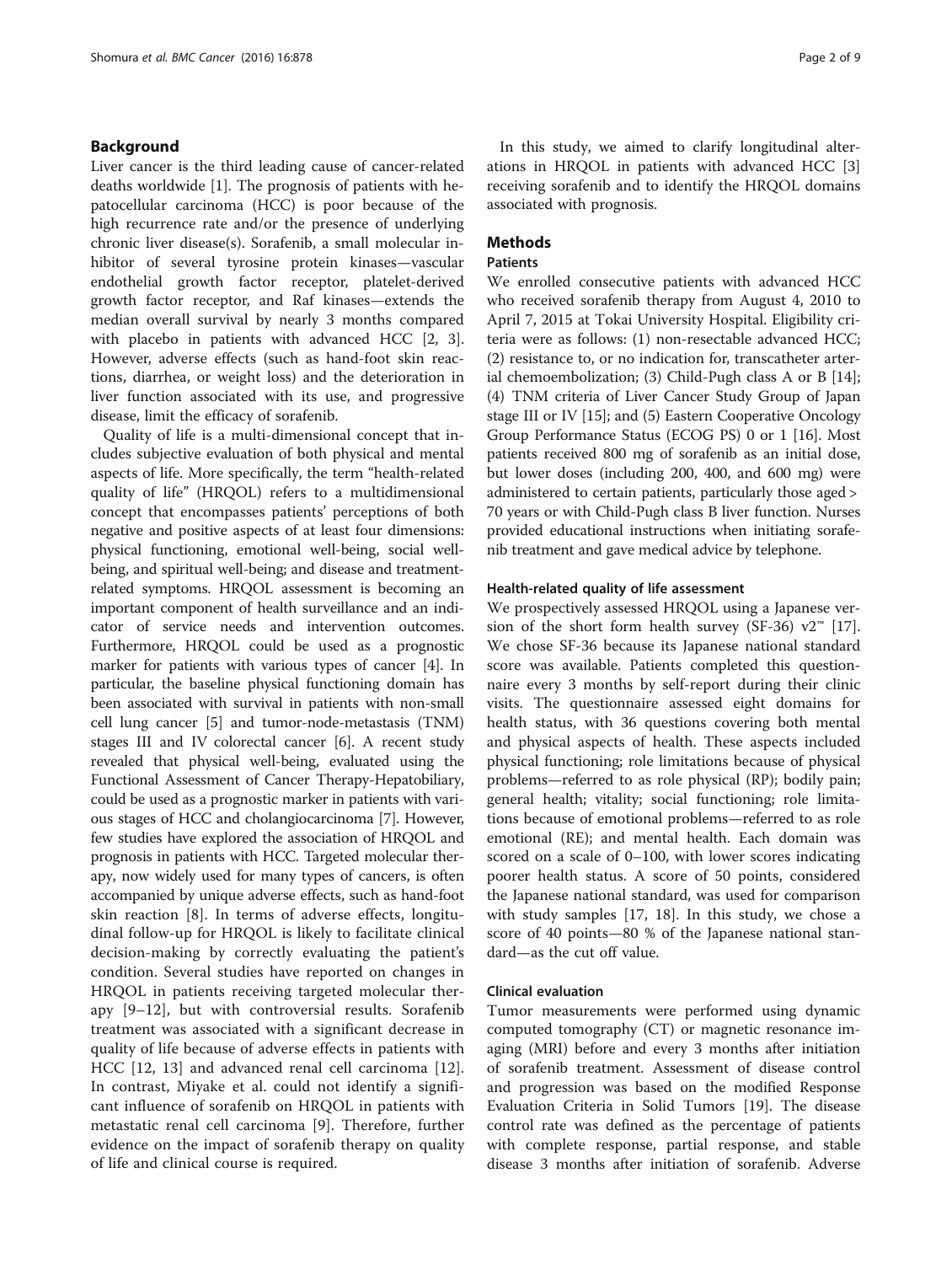## Background

Liver cancer is the third leading cause of cancer-related deaths worldwide [1]. The prognosis of patients with hepatocellular carcinoma (HCC) is poor because of the high recurrence rate and/or the presence of underlying chronic liver disease(s). Sorafenib, a small molecular inhibitor of several tyrosine protein kinases—vascular endothelial growth factor receptor, platelet-derived growth factor receptor, and Raf kinases—extends the median overall survival by nearly 3 months compared with placebo in patients with advanced HCC [2, 3]. However, adverse effects (such as hand-foot skin reactions, diarrhea, or weight loss) and the deterioration in liver function associated with its use, and progressive disease, limit the efficacy of sorafenib.

Quality of life is a multi-dimensional concept that includes subjective evaluation of both physical and mental aspects of life. More specifically, the term "health-related quality of life" (HRQOL) refers to a multidimensional concept that encompasses patients' perceptions of both negative and positive aspects of at least four dimensions: physical functioning, emotional well-being, social well-being, and spiritual well-being; and disease and treatment-related symptoms. HRQOL assessment is becoming an important component of health surveillance and an indicator of service needs and intervention outcomes. Furthermore, HRQOL could be used as a prognostic marker for patients with various types of cancer [4]. In particular, the baseline physical functioning domain has been associated with survival in patients with non-small cell lung cancer [5] and tumor-node-metastasis (TNM) stages III and IV colorectal cancer [6]. A recent study revealed that physical well-being, evaluated using the Functional Assessment of Cancer Therapy-Hepatobiliary, could be used as a prognostic marker in patients with various stages of HCC and cholangiocarcinoma [7]. However, few studies have explored the association of HRQOL and prognosis in patients with HCC. Targeted molecular therapy, now widely used for many types of cancers, is often accompanied by unique adverse effects, such as hand-foot skin reaction [8]. In terms of adverse effects, longitudinal follow-up for HRQOL is likely to facilitate clinical decision-making by correctly evaluating the patient's condition. Several studies have reported on changes in HRQOL in patients receiving targeted molecular therapy [9–12], but with controversial results. Sorafenib treatment was associated with a significant decrease in quality of life because of adverse effects in patients with HCC [12, 13] and advanced renal cell carcinoma [12]. In contrast, Miyake et al. could not identify a significant influence of sorafenib on HRQOL in patients with metastatic renal cell carcinoma [9]. Therefore, further evidence on the impact of sorafenib therapy on quality of life and clinical course is required.

In this study, we aimed to clarify longitudinal alterations in HRQOL in patients with advanced HCC [3] receiving sorafenib and to identify the HRQOL domains associated with prognosis.

## Methods

### Patients

We enrolled consecutive patients with advanced HCC who received sorafenib therapy from August 4, 2010 to April 7, 2015 at Tokai University Hospital. Eligibility criteria were as follows: (1) non-resectable advanced HCC; (2) resistance to, or no indication for, transcatheter arterial chemoembolization; (3) Child-Pugh class A or B [14]; (4) TNM criteria of Liver Cancer Study Group of Japan stage III or IV [15]; and (5) Eastern Cooperative Oncology Group Performance Status (ECOG PS) 0 or 1 [16]. Most patients received 800 mg of sorafenib as an initial dose, but lower doses (including 200, 400, and 600 mg) were administered to certain patients, particularly those aged > 70 years or with Child-Pugh class B liver function. Nurses provided educational instructions when initiating sorafenib treatment and gave medical advice by telephone.

### Health-related quality of life assessment

We prospectively assessed HRQOL using a Japanese version of the short form health survey (SF-36) v2™ [17]. We chose SF-36 because its Japanese national standard score was available. Patients completed this questionnaire every 3 months by self-report during their clinic visits. The questionnaire assessed eight domains for health status, with 36 questions covering both mental and physical aspects of health. These aspects included physical functioning; role limitations because of physical problems—referred to as role physical (RP); bodily pain; general health; vitality; social functioning; role limitations because of emotional problems—referred to as role emotional (RE); and mental health. Each domain was scored on a scale of 0–100, with lower scores indicating poorer health status. A score of 50 points, considered the Japanese national standard, was used for comparison with study samples [17, 18]. In this study, we chose a score of 40 points—80 % of the Japanese national standard—as the cut off value.

### Clinical evaluation

Tumor measurements were performed using dynamic computed tomography (CT) or magnetic resonance imaging (MRI) before and every 3 months after initiation of sorafenib treatment. Assessment of disease control and progression was based on the modified Response Evaluation Criteria in Solid Tumors [19]. The disease control rate was defined as the percentage of patients with complete response, partial response, and stable disease 3 months after initiation of sorafenib. Adverse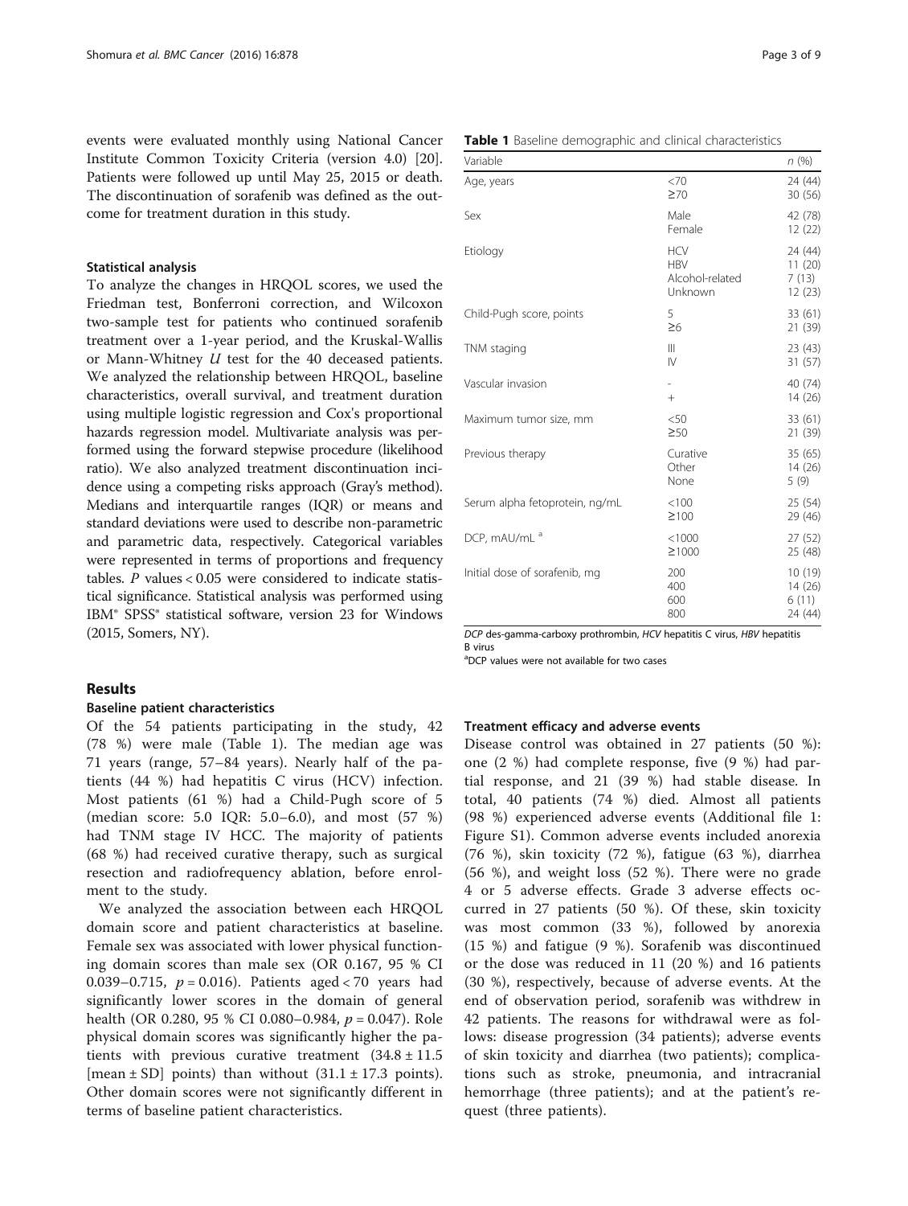events were evaluated monthly using National Cancer Institute Common Toxicity Criteria (version 4.0) [20]. Patients were followed up until May 25, 2015 or death. The discontinuation of sorafenib was defined as the outcome for treatment duration in this study.

### Statistical analysis

To analyze the changes in HRQOL scores, we used the Friedman test, Bonferroni correction, and Wilcoxon two-sample test for patients who continued sorafenib treatment over a 1-year period, and the Kruskal-Wallis or Mann-Whitney *U* test for the 40 deceased patients. We analyzed the relationship between HRQOL, baseline characteristics, overall survival, and treatment duration using multiple logistic regression and Cox's proportional hazards regression model. Multivariate analysis was performed using the forward stepwise procedure (likelihood ratio). We also analyzed treatment discontinuation incidence using a competing risks approach (Gray's method). Medians and interquartile ranges (IQR) or means and standard deviations were used to describe non-parametric and parametric data, respectively. Categorical variables were represented in terms of proportions and frequency tables. *P* values < 0.05 were considered to indicate statistical significance. Statistical analysis was performed using IBM® SPSS® statistical software, version 23 for Windows (2015, Somers, NY).

## Results

### Baseline patient characteristics

Of the 54 patients participating in the study, 42 (78 %) were male (Table 1). The median age was 71 years (range, 57–84 years). Nearly half of the patients (44 %) had hepatitis C virus (HCV) infection. Most patients (61 %) had a Child-Pugh score of 5 (median score: 5.0 IQR: 5.0–6.0), and most (57 %) had TNM stage IV HCC. The majority of patients (68 %) had received curative therapy, such as surgical resection and radiofrequency ablation, before enrolment to the study.

We analyzed the association between each HRQOL domain score and patient characteristics at baseline. Female sex was associated with lower physical functioning domain scores than male sex (OR 0.167, 95 % CI 0.039–0.715, $p = 0.016$). Patients aged < 70 years had significantly lower scores in the domain of general health (OR 0.280, 95 % CI 0.080–0.984, $p = 0.047$). Role physical domain scores was significantly higher the patients with previous curative treatment (34.8 ± 11.5 [mean ± SD] points) than without (31.1 ± 17.3 points). Other domain scores were not significantly different in terms of baseline patient characteristics.

**Table 1** Baseline demographic and clinical characteristics

| Variable | | n (%) |
|---|---|---|
| Age, years | <70 | 24 (44) |
| | ≥70 | 30 (56) |
| Sex | Male | 42 (78) |
| | Female | 12 (22) |
| Etiology | HCV | 24 (44) |
| | HBV | 11 (20) |
| | Alcohol-related | 7 (13) |
| | Unknown | 12 (23) |
| Child-Pugh score, points | 5 | 33 (61) |
| | ≥6 | 21 (39) |
| TNM staging | III | 23 (43) |
| | IV | 31 (57) |
| Vascular invasion | - | 40 (74) |
| | + | 14 (26) |
| Maximum tumor size, mm | <50 | 33 (61) |
| | ≥50 | 21 (39) |
| Previous therapy | Curative | 35 (65) |
| | Other | 14 (26) |
| | None | 5 (9) |
| Serum alpha fetoprotein, ng/mL | <100 | 25 (54) |
| | ≥100 | 29 (46) |
| DCP, mAU/mL [a] | <1000 | 27 (52) |
| | ≥1000 | 25 (48) |
| Initial dose of sorafenib, mg | 200 | 10 (19) |
| | 400 | 14 (26) |
| | 600 | 6 (11) |
| | 800 | 24 (44) |

*DCP* des-gamma-carboxy prothrombin, *HCV* hepatitis C virus, *HBV* hepatitis B virus

[a]DCP values were not available for two cases

### Treatment efficacy and adverse events

Disease control was obtained in 27 patients (50 %): one (2 %) had complete response, five (9 %) had partial response, and 21 (39 %) had stable disease. In total, 40 patients (74 %) died. Almost all patients (98 %) experienced adverse events (Additional file 1: Figure S1). Common adverse events included anorexia (76 %), skin toxicity (72 %), fatigue (63 %), diarrhea (56 %), and weight loss (52 %). There were no grade 4 or 5 adverse effects. Grade 3 adverse effects occurred in 27 patients (50 %). Of these, skin toxicity was most common (33 %), followed by anorexia (15 %) and fatigue (9 %). Sorafenib was discontinued or the dose was reduced in 11 (20 %) and 16 patients (30 %), respectively, because of adverse events. At the end of observation period, sorafenib was withdrew in 42 patients. The reasons for withdrawal were as follows: disease progression (34 patients); adverse events of skin toxicity and diarrhea (two patients); complications such as stroke, pneumonia, and intracranial hemorrhage (three patients); and at the patient's request (three patients).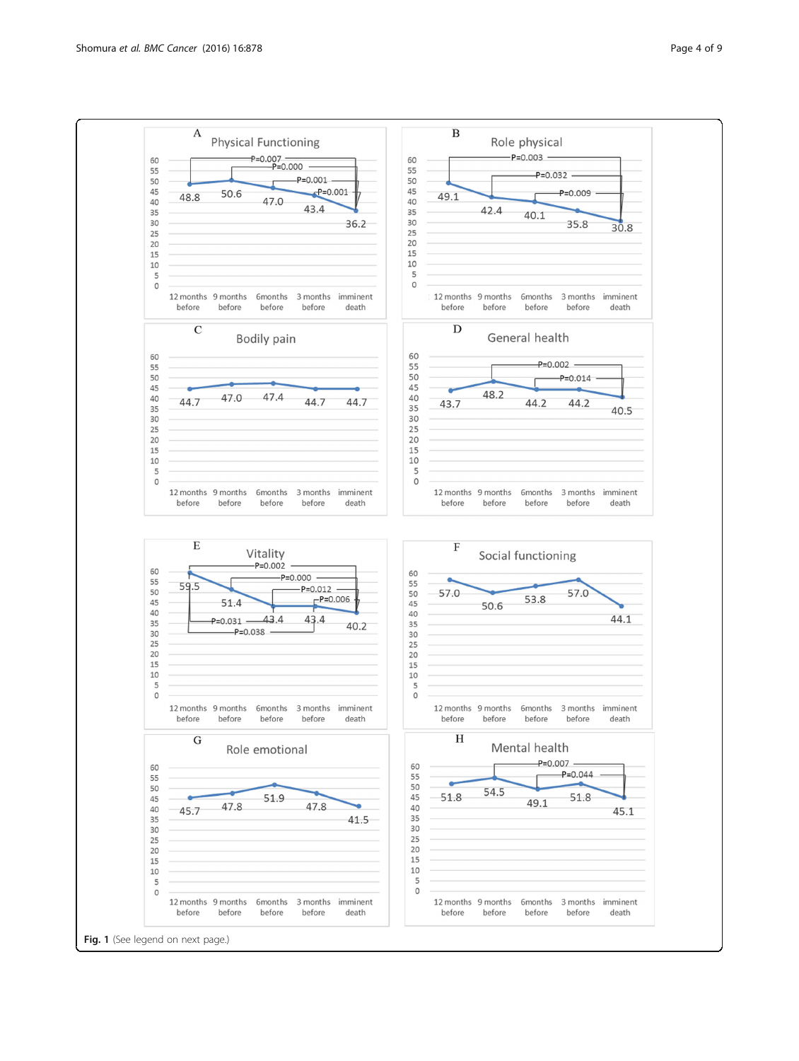**Fig. 1** (See legend on next page.)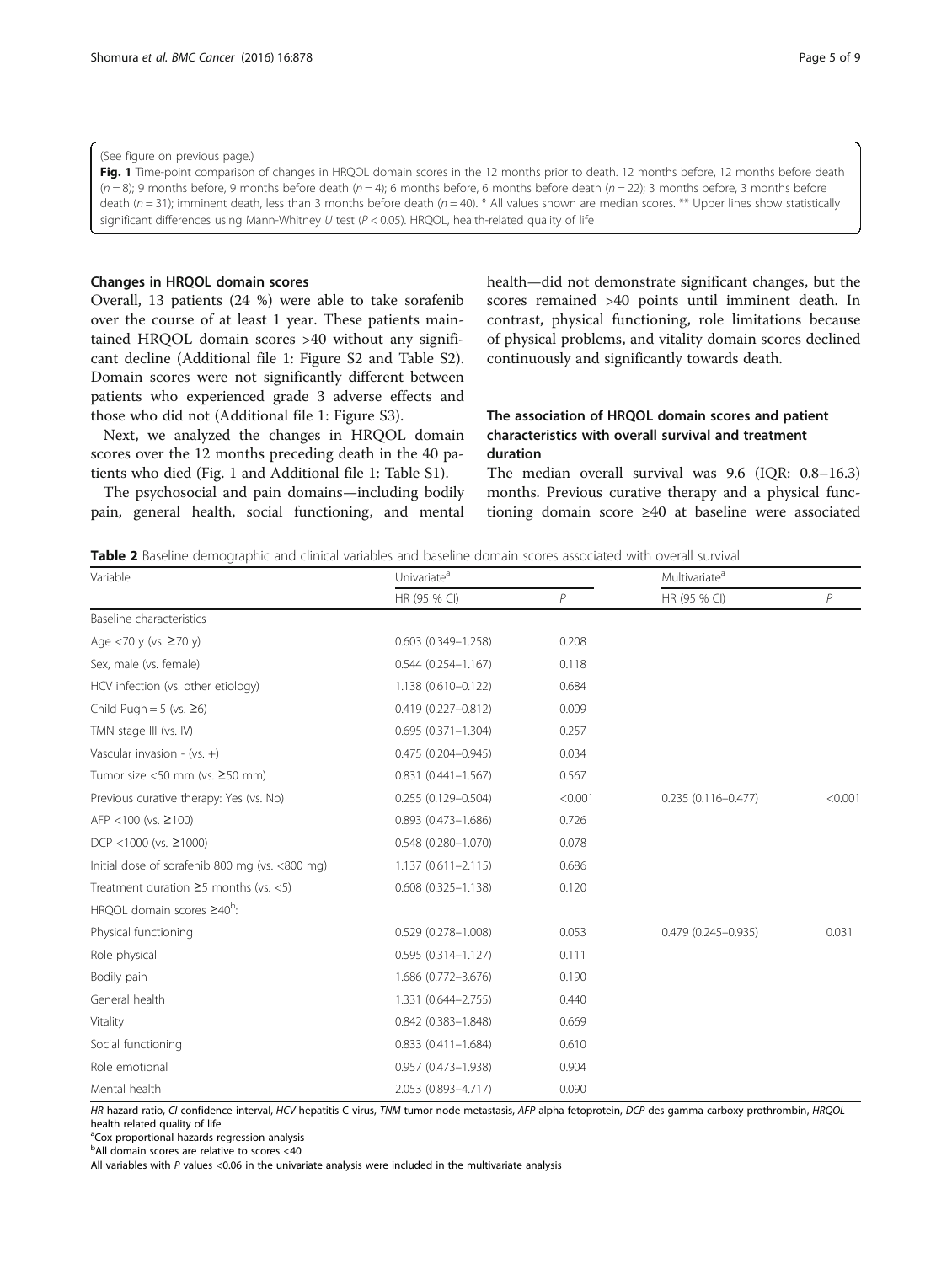(See figure on previous page.)

**Fig. 1** Time-point comparison of changes in HRQOL domain scores in the 12 months prior to death. 12 months before, 12 months before death (*n* = 8); 9 months before, 9 months before death (*n* = 4); 6 months before, 6 months before death (*n* = 22); 3 months before, 3 months before death (*n* = 31); imminent death, less than 3 months before death (*n* = 40). * All values shown are median scores. ** Upper lines show statistically significant differences using Mann-Whitney *U* test (*P* < 0.05). HRQOL, health-related quality of life

### Changes in HRQOL domain scores

Overall, 13 patients (24 %) were able to take sorafenib over the course of at least 1 year. These patients maintained HRQOL domain scores >40 without any significant decline (Additional file 1: Figure S2 and Table S2). Domain scores were not significantly different between patients who experienced grade 3 adverse effects and those who did not (Additional file 1: Figure S3).

Next, we analyzed the changes in HRQOL domain scores over the 12 months preceding death in the 40 patients who died (Fig. 1 and Additional file 1: Table S1).

The psychosocial and pain domains—including bodily pain, general health, social functioning, and mental health—did not demonstrate significant changes, but the scores remained >40 points until imminent death. In contrast, physical functioning, role limitations because of physical problems, and vitality domain scores declined continuously and significantly towards death.

### The association of HRQOL domain scores and patient characteristics with overall survival and treatment duration

The median overall survival was 9.6 (IQR: 0.8–16.3) months. Previous curative therapy and a physical functioning domain score ≥40 at baseline were associated

**Table 2** Baseline demographic and clinical variables and baseline domain scores associated with overall survival

| Variable | Univariate[a] | | Multivariate[a] | |
|---|---|---|---|---|
| | HR (95 % CI) | *P* | HR (95 % CI) | *P* |
| Baseline characteristics | | | | |
| Age <70 y (vs. ≥70 y) | 0.603 (0.349–1.258) | 0.208 | | |
| Sex, male (vs. female) | 0.544 (0.254–1.167) | 0.118 | | |
| HCV infection (vs. other etiology) | 1.138 (0.610–0.122) | 0.684 | | |
| Child Pugh = 5 (vs. ≥6) | 0.419 (0.227–0.812) | 0.009 | | |
| TMN stage III (vs. IV) | 0.695 (0.371–1.304) | 0.257 | | |
| Vascular invasion - (vs. +) | 0.475 (0.204–0.945) | 0.034 | | |
| Tumor size <50 mm (vs. ≥50 mm) | 0.831 (0.441–1.567) | 0.567 | | |
| Previous curative therapy: Yes (vs. No) | 0.255 (0.129–0.504) | <0.001 | 0.235 (0.116–0.477) | <0.001 |
| AFP <100 (vs. ≥100) | 0.893 (0.473–1.686) | 0.726 | | |
| DCP <1000 (vs. ≥1000) | 0.548 (0.280–1.070) | 0.078 | | |
| Initial dose of sorafenib 800 mg (vs. <800 mg) | 1.137 (0.611–2.115) | 0.686 | | |
| Treatment duration ≥5 months (vs. <5) | 0.608 (0.325–1.138) | 0.120 | | |
| HRQOL domain scores ≥40[b]: | | | | |
| Physical functioning | 0.529 (0.278–1.008) | 0.053 | 0.479 (0.245–0.935) | 0.031 |
| Role physical | 0.595 (0.314–1.127) | 0.111 | | |
| Bodily pain | 1.686 (0.772–3.676) | 0.190 | | |
| General health | 1.331 (0.644–2.755) | 0.440 | | |
| Vitality | 0.842 (0.383–1.848) | 0.669 | | |
| Social functioning | 0.833 (0.411–1.684) | 0.610 | | |
| Role emotional | 0.957 (0.473–1.938) | 0.904 | | |
| Mental health | 2.053 (0.893–4.717) | 0.090 | | |

*HR* hazard ratio, *CI* confidence interval, *HCV* hepatitis C virus, *TNM* tumor-node-metastasis, *AFP* alpha fetoprotein, *DCP* des-gamma-carboxy prothrombin, *HRQOL* health related quality of life

[a]Cox proportional hazards regression analysis

[b]All domain scores are relative to scores <40

All variables with *P* values <0.06 in the univariate analysis were included in the multivariate analysis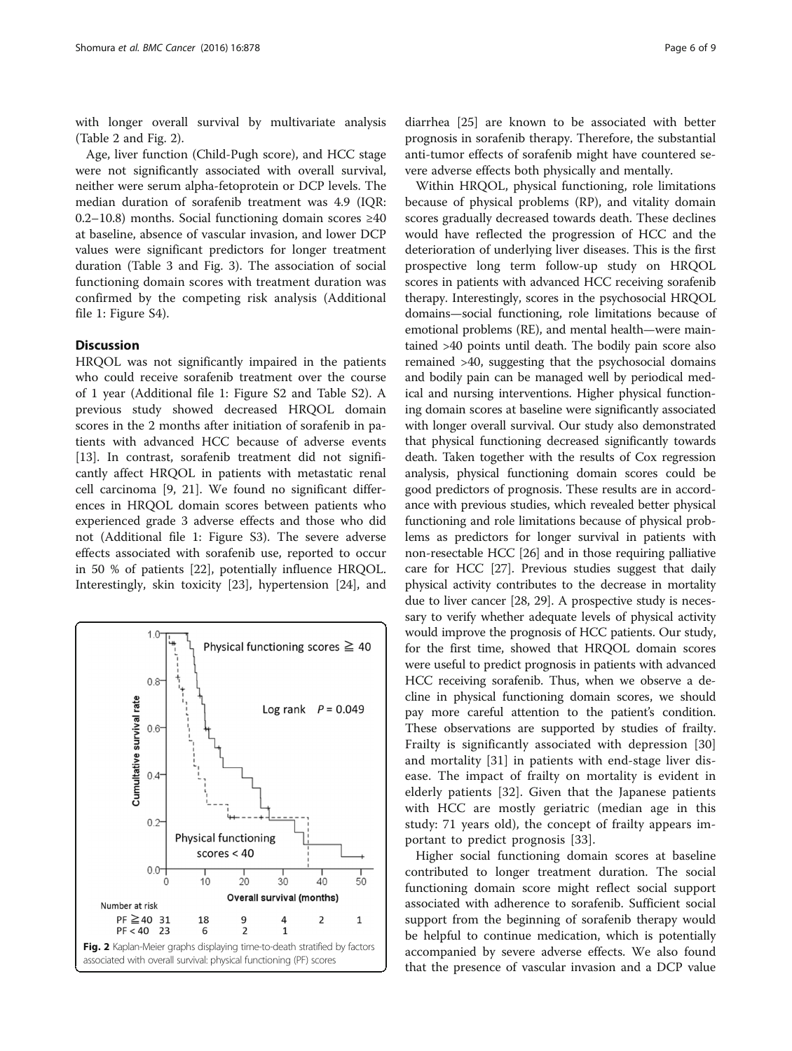with longer overall survival by multivariate analysis (Table 2 and Fig. 2).

Age, liver function (Child-Pugh score), and HCC stage were not significantly associated with overall survival, neither were serum alpha-fetoprotein or DCP levels. The median duration of sorafenib treatment was 4.9 (IQR: 0.2–10.8) months. Social functioning domain scores ≥40 at baseline, absence of vascular invasion, and lower DCP values were significant predictors for longer treatment duration (Table 3 and Fig. 3). The association of social functioning domain scores with treatment duration was confirmed by the competing risk analysis (Additional file 1: Figure S4).

## Discussion

HRQOL was not significantly impaired in the patients who could receive sorafenib treatment over the course of 1 year (Additional file 1: Figure S2 and Table S2). A previous study showed decreased HRQOL domain scores in the 2 months after initiation of sorafenib in patients with advanced HCC because of adverse events [13]. In contrast, sorafenib treatment did not significantly affect HRQOL in patients with metastatic renal cell carcinoma [9, 21]. We found no significant differences in HRQOL domain scores between patients who experienced grade 3 adverse effects and those who did not (Additional file 1: Figure S3). The severe adverse effects associated with sorafenib use, reported to occur in 50 % of patients [22], potentially influence HRQOL. Interestingly, skin toxicity [23], hypertension [24], and diarrhea [25] are known to be associated with better prognosis in sorafenib therapy. Therefore, the substantial anti-tumor effects of sorafenib might have countered severe adverse effects both physically and mentally.

Fig. 2 Kaplan-Meier graphs displaying time-to-death stratified by factors associated with overall survival: physical functioning (PF) scores

Within HRQOL, physical functioning, role limitations because of physical problems (RP), and vitality domain scores gradually decreased towards death. These declines would have reflected the progression of HCC and the deterioration of underlying liver diseases. This is the first prospective long term follow-up study on HRQOL scores in patients with advanced HCC receiving sorafenib therapy. Interestingly, scores in the psychosocial HRQOL domains—social functioning, role limitations because of emotional problems (RE), and mental health—were maintained >40 points until death. The bodily pain score also remained >40, suggesting that the psychosocial domains and bodily pain can be managed well by periodical medical and nursing interventions. Higher physical functioning domain scores at baseline were significantly associated with longer overall survival. Our study also demonstrated that physical functioning decreased significantly towards death. Taken together with the results of Cox regression analysis, physical functioning domain scores could be good predictors of prognosis. These results are in accordance with previous studies, which revealed better physical functioning and role limitations because of physical problems as predictors for longer survival in patients with non-resectable HCC [26] and in those requiring palliative care for HCC [27]. Previous studies suggest that daily physical activity contributes to the decrease in mortality due to liver cancer [28, 29]. A prospective study is necessary to verify whether adequate levels of physical activity would improve the prognosis of HCC patients. Our study, for the first time, showed that HRQOL domain scores were useful to predict prognosis in patients with advanced HCC receiving sorafenib. Thus, when we observe a decline in physical functioning domain scores, we should pay more careful attention to the patient's condition. These observations are supported by studies of frailty. Frailty is significantly associated with depression [30] and mortality [31] in patients with end-stage liver disease. The impact of frailty on mortality is evident in elderly patients [32]. Given that the Japanese patients with HCC are mostly geriatric (median age in this study: 71 years old), the concept of frailty appears important to predict prognosis [33].

Higher social functioning domain scores at baseline contributed to longer treatment duration. The social functioning domain score might reflect social support associated with adherence to sorafenib. Sufficient social support from the beginning of sorafenib therapy would be helpful to continue medication, which is potentially accompanied by severe adverse effects. We also found that the presence of vascular invasion and a DCP value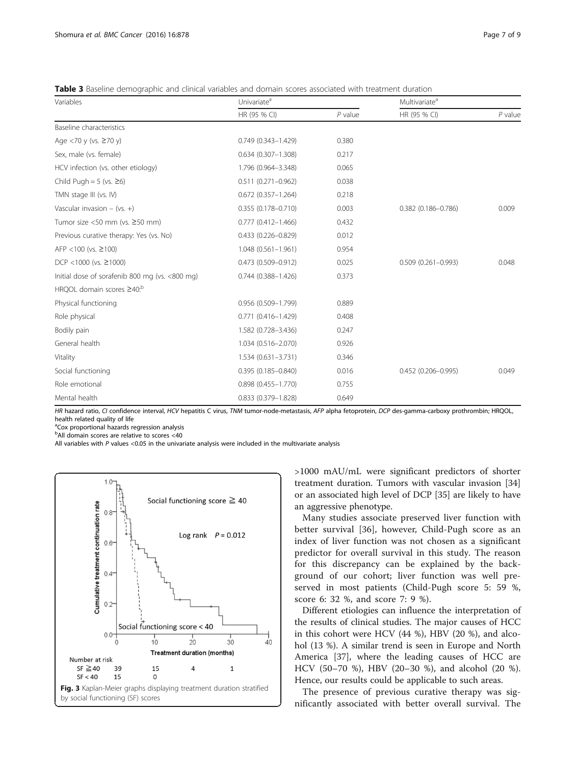**Table 3** Baseline demographic and clinical variables and domain scores associated with treatment duration

| Variables | Univariate[a] | | Multivariate[a] | |
|---|---|---|---|---|
| | HR (95 % CI) | *P* value | HR (95 % CI) | *P* value |
| Baseline characteristics | | | | |
| Age <70 y (vs. ≥70 y) | 0.749 (0.343–1.429) | 0.380 | | |
| Sex, male (vs. female) | 0.634 (0.307–1.308) | 0.217 | | |
| HCV infection (vs. other etiology) | 1.796 (0.964–3.348) | 0.065 | | |
| Child Pugh = 5 (vs. ≥6) | 0.511 (0.271–0.962) | 0.038 | | |
| TMN stage III (vs. IV) | 0.672 (0.357–1.264) | 0.218 | | |
| Vascular invasion – (vs. +) | 0.355 (0.178–0.710) | 0.003 | 0.382 (0.186–0.786) | 0.009 |
| Tumor size <50 mm (vs. ≥50 mm) | 0.777 (0.412–1.466) | 0.432 | | |
| Previous curative therapy: Yes (vs. No) | 0.433 (0.226–0.829) | 0.012 | | |
| AFP <100 (vs. ≥100) | 1.048 (0.561–1.961) | 0.954 | | |
| DCP <1000 (vs. ≥1000) | 0.473 (0.509–0.912) | 0.025 | 0.509 (0.261–0.993) | 0.048 |
| Initial dose of sorafenib 800 mg (vs. <800 mg) | 0.744 (0.388–1.426) | 0.373 | | |
| HRQOL domain scores ≥40:[b] | | | | |
| Physical functioning | 0.956 (0.509–1.799) | 0.889 | | |
| Role physical | 0.771 (0.416–1.429) | 0.408 | | |
| Bodily pain | 1.582 (0.728–3.436) | 0.247 | | |
| General health | 1.034 (0.516–2.070) | 0.926 | | |
| Vitality | 1.534 (0.631–3.731) | 0.346 | | |
| Social functioning | 0.395 (0.185–0.840) | 0.016 | 0.452 (0.206–0.995) | 0.049 |
| Role emotional | 0.898 (0.455–1.770) | 0.755 | | |
| Mental health | 0.833 (0.379–1.828) | 0.649 | | |

*HR* hazard ratio, *CI* confidence interval, *HCV* hepatitis C virus, *TNM* tumor-node-metastasis, *AFP* alpha fetoprotein, *DCP* des-gamma-carboxy prothrombin; HRQOL, health related quality of life
[a]Cox proportional hazards regression analysis
[b]All domain scores are relative to scores <40
All variables with *P* values <0.05 in the univariate analysis were included in the multivariate analysis

**Fig. 3** Kaplan-Meier graphs displaying treatment duration stratified by social functioning (SF) scores

>1000 mAU/mL were significant predictors of shorter treatment duration. Tumors with vascular invasion [34] or an associated high level of DCP [35] are likely to have an aggressive phenotype.

Many studies associate preserved liver function with better survival [36], however, Child-Pugh score as an index of liver function was not chosen as a significant predictor for overall survival in this study. The reason for this discrepancy can be explained by the background of our cohort; liver function was well preserved in most patients (Child-Pugh score 5: 59 %, score 6: 32 %, and score 7: 9 %).

Different etiologies can influence the interpretation of the results of clinical studies. The major causes of HCC in this cohort were HCV (44 %), HBV (20 %), and alcohol (13 %). A similar trend is seen in Europe and North America [37], where the leading causes of HCC are HCV (50–70 %), HBV (20–30 %), and alcohol (20 %). Hence, our results could be applicable to such areas.

The presence of previous curative therapy was significantly associated with better overall survival. The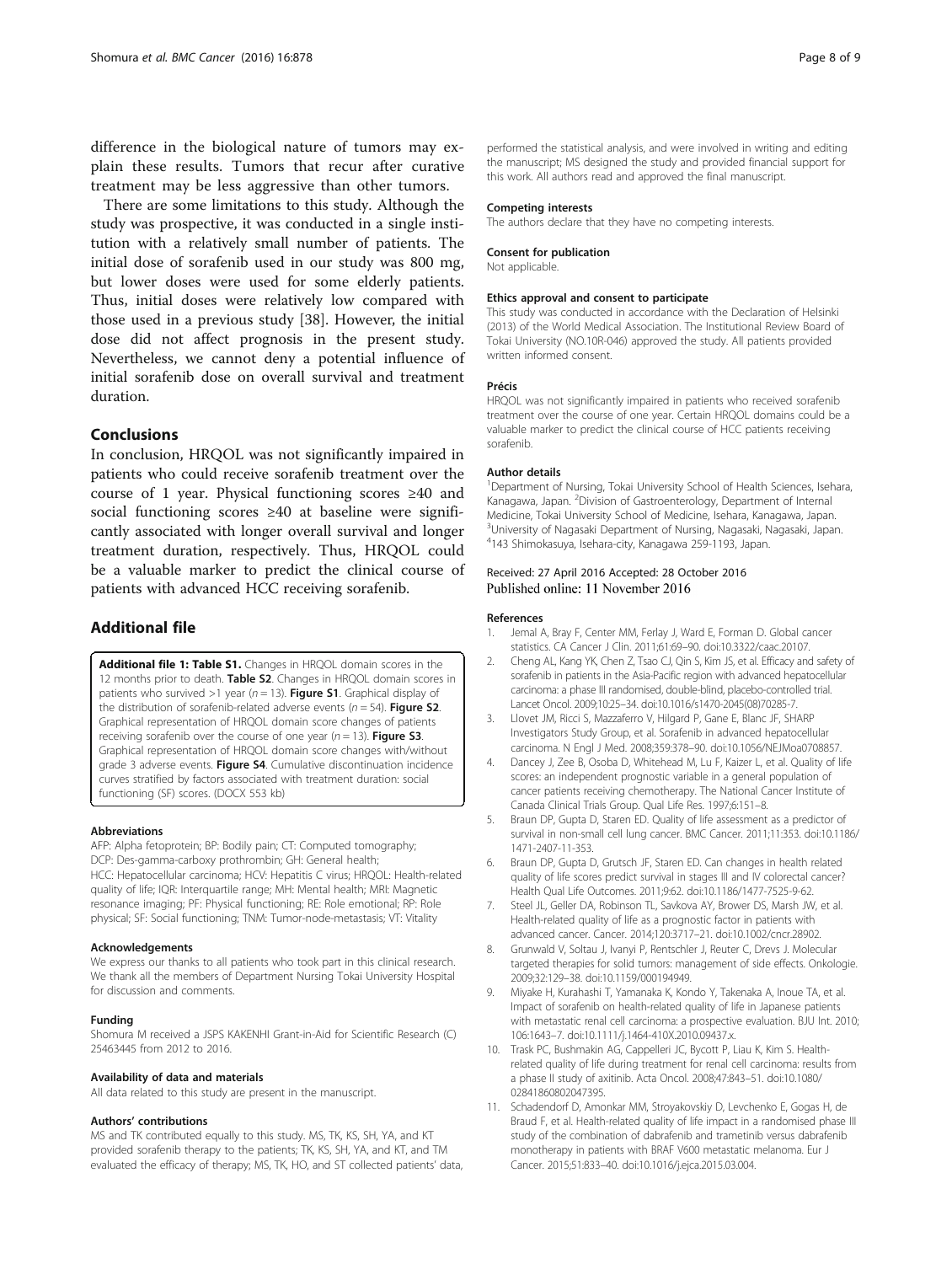difference in the biological nature of tumors may explain these results. Tumors that recur after curative treatment may be less aggressive than other tumors.

There are some limitations to this study. Although the study was prospective, it was conducted in a single institution with a relatively small number of patients. The initial dose of sorafenib used in our study was 800 mg, but lower doses were used for some elderly patients. Thus, initial doses were relatively low compared with those used in a previous study [38]. However, the initial dose did not affect prognosis in the present study. Nevertheless, we cannot deny a potential influence of initial sorafenib dose on overall survival and treatment duration.

## Conclusions

In conclusion, HRQOL was not significantly impaired in patients who could receive sorafenib treatment over the course of 1 year. Physical functioning scores ≥40 and social functioning scores ≥40 at baseline were significantly associated with longer overall survival and longer treatment duration, respectively. Thus, HRQOL could be a valuable marker to predict the clinical course of patients with advanced HCC receiving sorafenib.

## Additional file

**Additional file 1: Table S1.** Changes in HRQOL domain scores in the 12 months prior to death. **Table S2**. Changes in HRQOL domain scores in patients who survived >1 year ($n = 13$). **Figure S1**. Graphical display of the distribution of sorafenib-related adverse events ($n = 54$). **Figure S2**. Graphical representation of HRQOL domain score changes of patients receiving sorafenib over the course of one year ($n = 13$). **Figure S3**. Graphical representation of HRQOL domain score changes with/without grade 3 adverse events. **Figure S4**. Cumulative discontinuation incidence curves stratified by factors associated with treatment duration: social functioning (SF) scores. (DOCX 553 kb)

#### Abbreviations

AFP: Alpha fetoprotein; BP: Bodily pain; CT: Computed tomography; DCP: Des-gamma-carboxy prothrombin; GH: General health; HCC: Hepatocellular carcinoma; HCV: Hepatitis C virus; HRQOL: Health-related quality of life; IQR: Interquartile range; MH: Mental health; MRI: Magnetic resonance imaging; PF: Physical functioning; RE: Role emotional; RP: Role physical; SF: Social functioning; TNM: Tumor-node-metastasis; VT: Vitality

#### Acknowledgements

We express our thanks to all patients who took part in this clinical research. We thank all the members of Department Nursing Tokai University Hospital for discussion and comments.

#### Funding

Shomura M received a JSPS KAKENHI Grant-in-Aid for Scientific Research (C) 25463445 from 2012 to 2016.

#### Availability of data and materials

All data related to this study are present in the manuscript.

#### Authors' contributions

MS and TK contributed equally to this study. MS, TK, KS, SH, YA, and KT provided sorafenib therapy to the patients; TK, KS, SH, YA, and KT, and TM evaluated the efficacy of therapy; MS, TK, HO, and ST collected patients' data, performed the statistical analysis, and were involved in writing and editing the manuscript; MS designed the study and provided financial support for this work. All authors read and approved the final manuscript.

#### Competing interests

The authors declare that they have no competing interests.

#### Consent for publication

Not applicable.

#### Ethics approval and consent to participate

This study was conducted in accordance with the Declaration of Helsinki (2013) of the World Medical Association. The Institutional Review Board of Tokai University (NO.10R-046) approved the study. All patients provided written informed consent.

#### Précis

HRQOL was not significantly impaired in patients who received sorafenib treatment over the course of one year. Certain HRQOL domains could be a valuable marker to predict the clinical course of HCC patients receiving sorafenib.

#### Author details

[1]Department of Nursing, Tokai University School of Health Sciences, Isehara, Kanagawa, Japan. [2]Division of Gastroenterology, Department of Internal Medicine, Tokai University School of Medicine, Isehara, Kanagawa, Japan. [3]University of Nagasaki Department of Nursing, Nagasaki, Nagasaki, Japan. [4]143 Shimokasuya, Isehara-city, Kanagawa 259-1193, Japan.

Received: 27 April 2016 Accepted: 28 October 2016
Published online: 11 November 2016

#### References

1. Jemal A, Bray F, Center MM, Ferlay J, Ward E, Forman D. Global cancer statistics. CA Cancer J Clin. 2011;61:69–90. doi:10.3322/caac.20107.
2. Cheng AL, Kang YK, Chen Z, Tsao CJ, Qin S, Kim JS, et al. Efficacy and safety of sorafenib in patients in the Asia-Pacific region with advanced hepatocellular carcinoma: a phase III randomised, double-blind, placebo-controlled trial. Lancet Oncol. 2009;10:25–34. doi:10.1016/s1470-2045(08)70285-7.
3. Llovet JM, Ricci S, Mazzaferro V, Hilgard P, Gane E, Blanc JF, SHARP Investigators Study Group, et al. Sorafenib in advanced hepatocellular carcinoma. N Engl J Med. 2008;359:378–90. doi:10.1056/NEJMoa0708857.
4. Dancey J, Zee B, Osoba D, Whitehead M, Lu F, Kaizer L, et al. Quality of life scores: an independent prognostic variable in a general population of cancer patients receiving chemotherapy. The National Cancer Institute of Canada Clinical Trials Group. Qual Life Res. 1997;6:151–8.
5. Braun DP, Gupta D, Staren ED. Quality of life assessment as a predictor of survival in non-small cell lung cancer. BMC Cancer. 2011;11:353. doi:10.1186/1471-2407-11-353.
6. Braun DP, Gupta D, Grutsch JF, Staren ED. Can changes in health related quality of life scores predict survival in stages III and IV colorectal cancer? Health Qual Life Outcomes. 2011;9:62. doi:10.1186/1477-7525-9-62.
7. Steel JL, Geller DA, Robinson TL, Savkova AY, Brower DS, Marsh JW, et al. Health-related quality of life as a prognostic factor in patients with advanced cancer. Cancer. 2014;120:3717–21. doi:10.1002/cncr.28902.
8. Grunwald V, Soltau J, Ivanyi P, Rentschler J, Reuter C, Drevs J. Molecular targeted therapies for solid tumors: management of side effects. Onkologie. 2009;32:129–38. doi:10.1159/000194949.
9. Miyake H, Kurahashi T, Yamanaka K, Kondo Y, Takenaka A, Inoue TA, et al. Impact of sorafenib on health-related quality of life in Japanese patients with metastatic renal cell carcinoma: a prospective evaluation. BJU Int. 2010; 106:1643–7. doi:10.1111/j.1464-410X.2010.09437.x.
10. Trask PC, Bushmakin AG, Cappelleri JC, Bycott P, Liau K, Kim S. Health-related quality of life during treatment for renal cell carcinoma: results from a phase II study of axitinib. Acta Oncol. 2008;47:843–51. doi:10.1080/02841860802047395.
11. Schadendorf D, Amonkar MM, Stroyakovskiy D, Levchenko E, Gogas H, de Braud F, et al. Health-related quality of life impact in a randomised phase III study of the combination of dabrafenib and trametinib versus dabrafenib monotherapy in patients with BRAF V600 metastatic melanoma. Eur J Cancer. 2015;51:833–40. doi:10.1016/j.ejca.2015.03.004.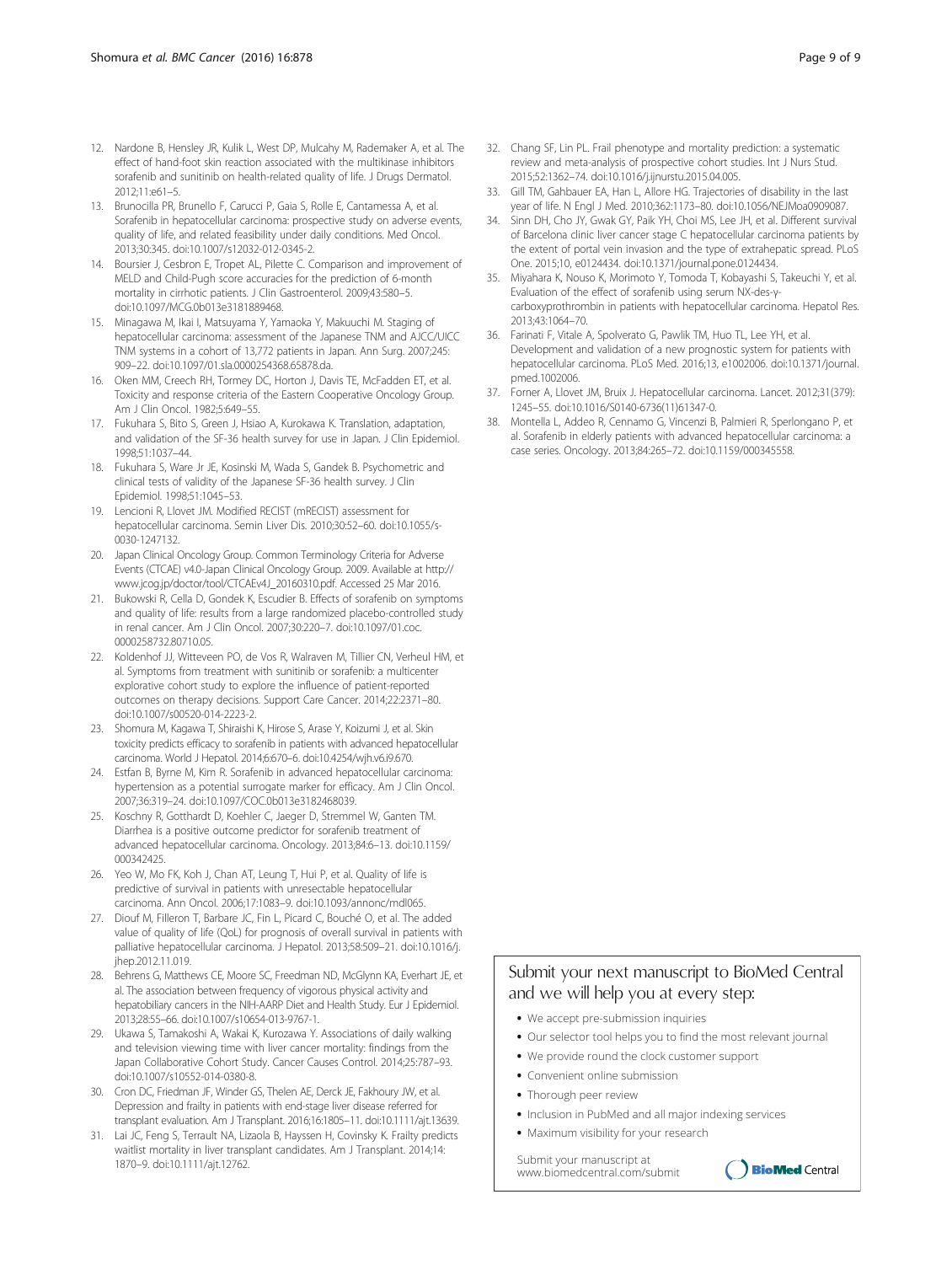12. Nardone B, Hensley JR, Kulik L, West DP, Mulcahy M, Rademaker A, et al. The effect of hand-foot skin reaction associated with the multikinase inhibitors sorafenib and sunitinib on health-related quality of life. J Drugs Dermatol. 2012;11:e61–5.
13. Brunocilla PR, Brunello F, Carucci P, Gaia S, Rolle E, Cantamessa A, et al. Sorafenib in hepatocellular carcinoma: prospective study on adverse events, quality of life, and related feasibility under daily conditions. Med Oncol. 2013;30:345. doi:10.1007/s12032-012-0345-2.
14. Boursier J, Cesbron E, Tropet AL, Pilette C. Comparison and improvement of MELD and Child-Pugh score accuracies for the prediction of 6-month mortality in cirrhotic patients. J Clin Gastroenterol. 2009;43:580–5. doi:10.1097/MCG.0b013e3181889468.
15. Minagawa M, Ikai I, Matsuyama Y, Yamaoka Y, Makuuchi M. Staging of hepatocellular carcinoma: assessment of the Japanese TNM and AJCC/UICC TNM systems in a cohort of 13,772 patients in Japan. Ann Surg. 2007;245: 909–22. doi:10.1097/01.sla.0000254368.65878.da.
16. Oken MM, Creech RH, Tormey DC, Horton J, Davis TE, McFadden ET, et al. Toxicity and response criteria of the Eastern Cooperative Oncology Group. Am J Clin Oncol. 1982;5:649–55.
17. Fukuhara S, Bito S, Green J, Hsiao A, Kurokawa K. Translation, adaptation, and validation of the SF-36 health survey for use in Japan. J Clin Epidemiol. 1998;51:1037–44.
18. Fukuhara S, Ware Jr JE, Kosinski M, Wada S, Gandek B. Psychometric and clinical tests of validity of the Japanese SF-36 health survey. J Clin Epidemiol. 1998;51:1045–53.
19. Lencioni R, Llovet JM. Modified RECIST (mRECIST) assessment for hepatocellular carcinoma. Semin Liver Dis. 2010;30:52–60. doi:10.1055/s-0030-1247132.
20. Japan Clinical Oncology Group. Common Terminology Criteria for Adverse Events (CTCAE) v4.0-Japan Clinical Oncology Group. 2009. Available at http://www.jcog.jp/doctor/tool/CTCAEv4J_20160310.pdf. Accessed 25 Mar 2016.
21. Bukowski R, Cella D, Gondek K, Escudier B. Effects of sorafenib on symptoms and quality of life: results from a large randomized placebo-controlled study in renal cancer. Am J Clin Oncol. 2007;30:220–7. doi:10.1097/01.coc.0000258732.80710.05.
22. Koldenhof JJ, Witteveen PO, de Vos R, Walraven M, Tillier CN, Verheul HM, et al. Symptoms from treatment with sunitinib or sorafenib: a multicenter explorative cohort study to explore the influence of patient-reported outcomes on therapy decisions. Support Care Cancer. 2014;22:2371–80. doi:10.1007/s00520-014-2223-2.
23. Shomura M, Kagawa T, Shiraishi K, Hirose S, Arase Y, Koizumi J, et al. Skin toxicity predicts efficacy to sorafenib in patients with advanced hepatocellular carcinoma. World J Hepatol. 2014;6:670–6. doi:10.4254/wjh.v6.i9.670.
24. Estfan B, Byrne M, Kim R. Sorafenib in advanced hepatocellular carcinoma: hypertension as a potential surrogate marker for efficacy. Am J Clin Oncol. 2007;36:319–24. doi:10.1097/COC.0b013e3182468039.
25. Koschny R, Gotthardt D, Koehler C, Jaeger D, Stremmel W, Ganten TM. Diarrhea is a positive outcome predictor for sorafenib treatment of advanced hepatocellular carcinoma. Oncology. 2013;84:6–13. doi:10.1159/000342425.
26. Yeo W, Mo FK, Koh J, Chan AT, Leung T, Hui P, et al. Quality of life is predictive of survival in patients with unresectable hepatocellular carcinoma. Ann Oncol. 2006;17:1083–9. doi:10.1093/annonc/mdl065.
27. Diouf M, Filleron T, Barbare JC, Fin L, Picard C, Bouché O, et al. The added value of quality of life (QoL) for prognosis of overall survival in patients with palliative hepatocellular carcinoma. J Hepatol. 2013;58:509–21. doi:10.1016/j.jhep.2012.11.019.
28. Behrens G, Matthews CE, Moore SC, Freedman ND, McGlynn KA, Everhart JE, et al. The association between frequency of vigorous physical activity and hepatobiliary cancers in the NIH-AARP Diet and Health Study. Eur J Epidemiol. 2013;28:55–66. doi:10.1007/s10654-013-9767-1.
29. Ukawa S, Tamakoshi A, Wakai K, Kurozawa Y. Associations of daily walking and television viewing time with liver cancer mortality: findings from the Japan Collaborative Cohort Study. Cancer Causes Control. 2014;25:787–93. doi:10.1007/s10552-014-0380-8.
30. Cron DC, Friedman JF, Winder GS, Thelen AE, Derck JE, Fakhoury JW, et al. Depression and frailty in patients with end-stage liver disease referred for transplant evaluation. Am J Transplant. 2016;16:1805–11. doi:10.1111/ajt.13639.
31. Lai JC, Feng S, Terrault NA, Lizaola B, Hayssen H, Covinsky K. Frailty predicts waitlist mortality in liver transplant candidates. Am J Transplant. 2014;14: 1870–9. doi:10.1111/ajt.12762.
32. Chang SF, Lin PL. Frail phenotype and mortality prediction: a systematic review and meta-analysis of prospective cohort studies. Int J Nurs Stud. 2015;52:1362–74. doi:10.1016/j.ijnurstu.2015.04.005.
33. Gill TM, Gahbauer EA, Han L, Allore HG. Trajectories of disability in the last year of life. N Engl J Med. 2010;362:1173–80. doi:10.1056/NEJMoa0909087.
34. Sinn DH, Cho JY, Gwak GY, Paik YH, Choi MS, Lee JH, et al. Different survival of Barcelona clinic liver cancer stage C hepatocellular carcinoma patients by the extent of portal vein invasion and the type of extrahepatic spread. PLoS One. 2015;10, e0124434. doi:10.1371/journal.pone.0124434.
35. Miyahara K, Nouso K, Morimoto Y, Tomoda T, Kobayashi S, Takeuchi Y, et al. Evaluation of the effect of sorafenib using serum NX-des-γ-carboxyprothrombin in patients with hepatocellular carcinoma. Hepatol Res. 2013;43:1064–70.
36. Farinati F, Vitale A, Spolverato G, Pawlik TM, Huo TL, Lee YH, et al. Development and validation of a new prognostic system for patients with hepatocellular carcinoma. PLoS Med. 2016;13, e1002006. doi:10.1371/journal.pmed.1002006.
37. Forner A, Llovet JM, Bruix J. Hepatocellular carcinoma. Lancet. 2012;31(379): 1245–55. doi:10.1016/S0140-6736(11)61347-0.
38. Montella L, Addeo R, Cennamo G, Vincenzi B, Palmieri R, Sperlongano P, et al. Sorafenib in elderly patients with advanced hepatocellular carcinoma: a case series. Oncology. 2013;84:265–72. doi:10.1159/000345558.

Submit your next manuscript to BioMed Central and we will help you at every step:

- We accept pre-submission inquiries
- Our selector tool helps you to find the most relevant journal
- We provide round the clock customer support
- Convenient online submission
- Thorough peer review
- Inclusion in PubMed and all major indexing services
- Maximum visibility for your research

Submit your manuscript at www.biomedcentral.com/submit

BioMed Central